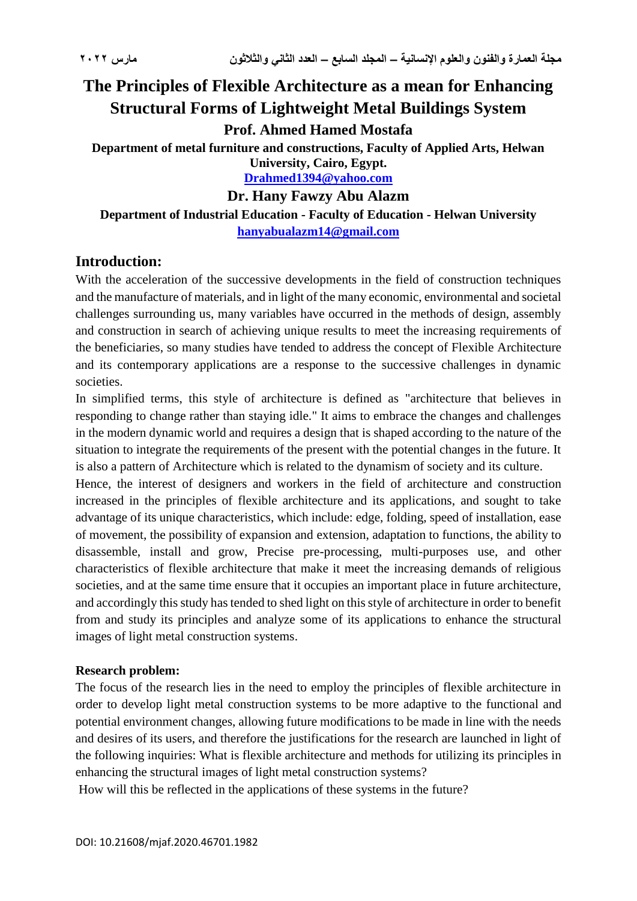# The Principles of Flexible Architecture as a mean for Enhancing Structural Forms of Lightweight Metal Buildings System

**Prof. Ahmed Hamed Mostafa**

**Department of metal furniture and constructions, Faculty of Applied Arts, Helwan University, Cairo, Egypt.**

**Drahmed1394@yahoo.com**

**Dr. Hany Fawzy Abu Alazm**

**Department of Industrial Education - Faculty of Education - Helwan University**

**hanyabualazm14@gmail.com**

## Introduction:

With the acceleration of the successive developments in the field of construction techniques and the manufacture of materials, and in light of the many economic, environmental and societal challenges surrounding us, many variables have occurred in the methods of design, assembly and construction in search of achieving unique results to meet the increasing requirements of the beneficiaries, so many studies have tended to address the concept of Flexible Architecture and its contemporary applications are a response to the successive challenges in dynamic societies.

In simplified terms, this style of architecture is defined as "architecture that believes in responding to change rather than staying idle." It aims to embrace the changes and challenges in the modern dynamic world and requires a design that is shaped according to the nature of the situation to integrate the requirements of the present with the potential changes in the future. It is also a pattern of Architecture which is related to the dynamism of society and its culture.

Hence, the interest of designers and workers in the field of architecture and construction increased in the principles of flexible architecture and its applications, and sought to take advantage of its unique characteristics, which include: edge, folding, speed of installation, ease of movement, the possibility of expansion and extension, adaptation to functions, the ability to disassemble, install and grow, Precise pre-processing, multi-purposes use, and other characteristics of flexible architecture that make it meet the increasing demands of religious societies, and at the same time ensure that it occupies an important place in future architecture, and accordingly this study has tended to shed light on this style of architecture in order to benefit from and study its principles and analyze some of its applications to enhance the structural images of light metal construction systems.

**Research problem:**

The focus of the research lies in the need to employ the principles of flexible architecture in order to develop light metal construction systems to be more adaptive to the functional and potential environment changes, allowing future modifications to be made in line with the needs and desires of its users, and therefore the justifications for the research are launched in light of the following inquiries: What is flexible architecture and methods for utilizing its principles in enhancing the structural images of light metal construction systems?

How will this be reflected in the applications of these systems in the future?

DOI: 10.21608/mjaf.2020.46701.1982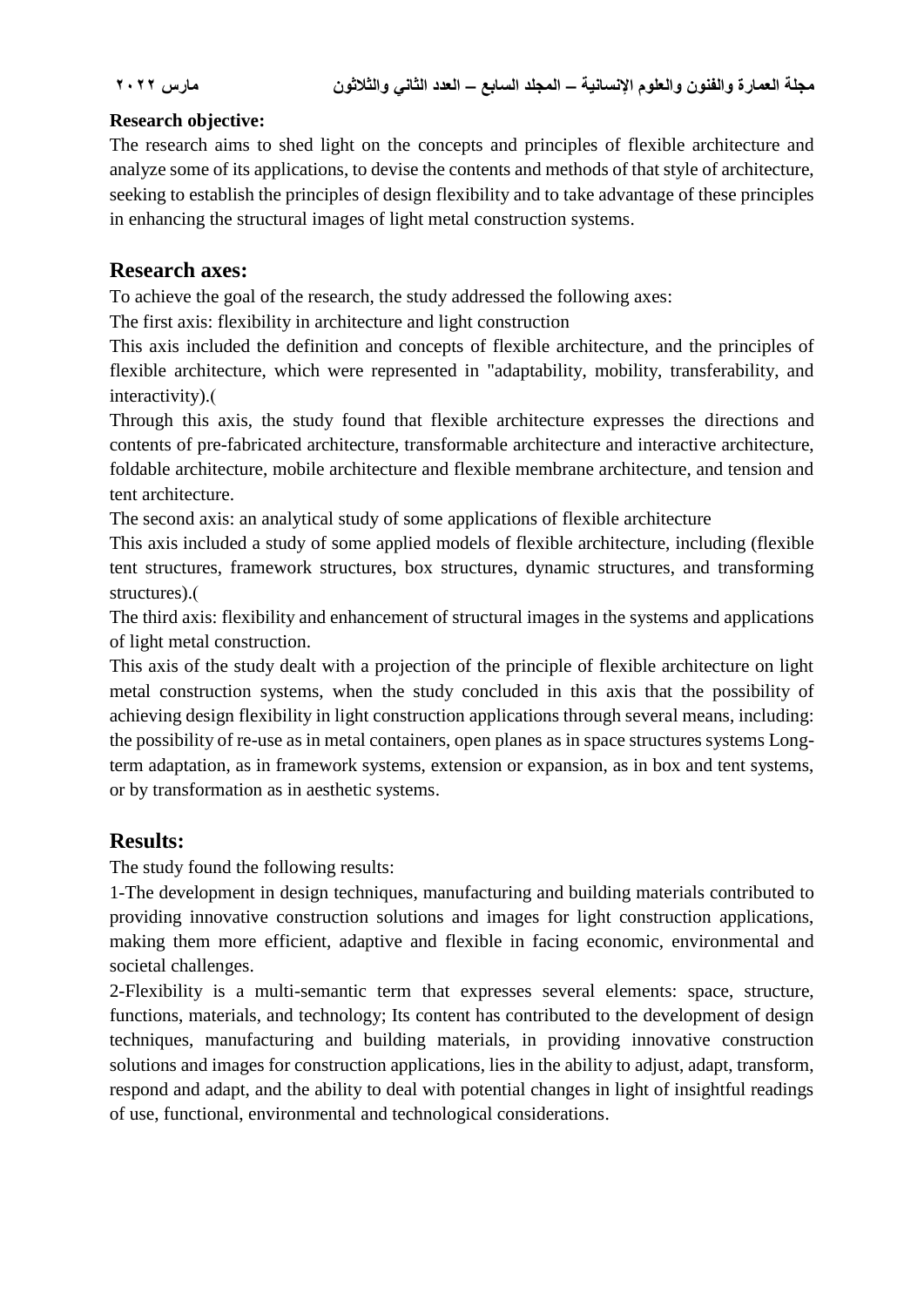**Research objective:**

The research aims to shed light on the concepts and principles of flexible architecture and analyze some of its applications, to devise the contents and methods of that style of architecture, seeking to establish the principles of design flexibility and to take advantage of these principles in enhancing the structural images of light metal construction systems.

## Research axes:

To achieve the goal of the research, the study addressed the following axes:

The first axis: flexibility in architecture and light construction

This axis included the definition and concepts of flexible architecture, and the principles of flexible architecture, which were represented in "adaptability, mobility, transferability, and interactivity).(

Through this axis, the study found that flexible architecture expresses the directions and contents of pre-fabricated architecture, transformable architecture and interactive architecture, foldable architecture, mobile architecture and flexible membrane architecture, and tension and tent architecture.

The second axis: an analytical study of some applications of flexible architecture

This axis included a study of some applied models of flexible architecture, including (flexible tent structures, framework structures, box structures, dynamic structures, and transforming structures).(

The third axis: flexibility and enhancement of structural images in the systems and applications of light metal construction.

This axis of the study dealt with a projection of the principle of flexible architecture on light metal construction systems, when the study concluded in this axis that the possibility of achieving design flexibility in light construction applications through several means, including: the possibility of re-use as in metal containers, open planes as in space structures systems Long-term adaptation, as in framework systems, extension or expansion, as in box and tent systems, or by transformation as in aesthetic systems.

## Results:

The study found the following results:

1-The development in design techniques, manufacturing and building materials contributed to providing innovative construction solutions and images for light construction applications, making them more efficient, adaptive and flexible in facing economic, environmental and societal challenges.

2-Flexibility is a multi-semantic term that expresses several elements: space, structure, functions, materials, and technology; Its content has contributed to the development of design techniques, manufacturing and building materials, in providing innovative construction solutions and images for construction applications, lies in the ability to adjust, adapt, transform, respond and adapt, and the ability to deal with potential changes in light of insightful readings of use, functional, environmental and technological considerations.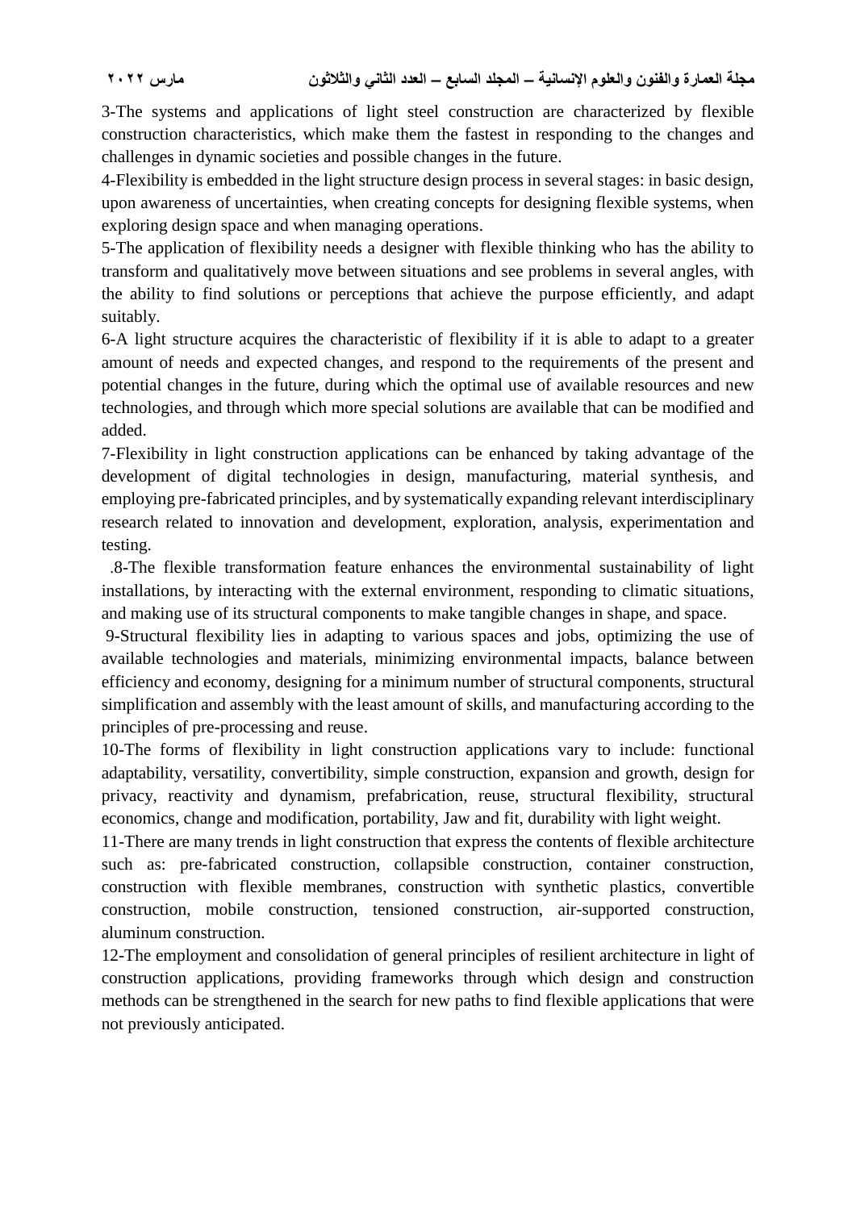3-The systems and applications of light steel construction are characterized by flexible construction characteristics, which make them the fastest in responding to the changes and challenges in dynamic societies and possible changes in the future.

4-Flexibility is embedded in the light structure design process in several stages: in basic design, upon awareness of uncertainties, when creating concepts for designing flexible systems, when exploring design space and when managing operations.

5-The application of flexibility needs a designer with flexible thinking who has the ability to transform and qualitatively move between situations and see problems in several angles, with the ability to find solutions or perceptions that achieve the purpose efficiently, and adapt suitably.

6-A light structure acquires the characteristic of flexibility if it is able to adapt to a greater amount of needs and expected changes, and respond to the requirements of the present and potential changes in the future, during which the optimal use of available resources and new technologies, and through which more special solutions are available that can be modified and added.

7-Flexibility in light construction applications can be enhanced by taking advantage of the development of digital technologies in design, manufacturing, material synthesis, and employing pre-fabricated principles, and by systematically expanding relevant interdisciplinary research related to innovation and development, exploration, analysis, experimentation and testing.

.8-The flexible transformation feature enhances the environmental sustainability of light installations, by interacting with the external environment, responding to climatic situations, and making use of its structural components to make tangible changes in shape, and space.

9-Structural flexibility lies in adapting to various spaces and jobs, optimizing the use of available technologies and materials, minimizing environmental impacts, balance between efficiency and economy, designing for a minimum number of structural components, structural simplification and assembly with the least amount of skills, and manufacturing according to the principles of pre-processing and reuse.

10-The forms of flexibility in light construction applications vary to include: functional adaptability, versatility, convertibility, simple construction, expansion and growth, design for privacy, reactivity and dynamism, prefabrication, reuse, structural flexibility, structural economics, change and modification, portability, Jaw and fit, durability with light weight.

11-There are many trends in light construction that express the contents of flexible architecture such as: pre-fabricated construction, collapsible construction, container construction, construction with flexible membranes, construction with synthetic plastics, convertible construction, mobile construction, tensioned construction, air-supported construction, aluminum construction.

12-The employment and consolidation of general principles of resilient architecture in light of construction applications, providing frameworks through which design and construction methods can be strengthened in the search for new paths to find flexible applications that were not previously anticipated.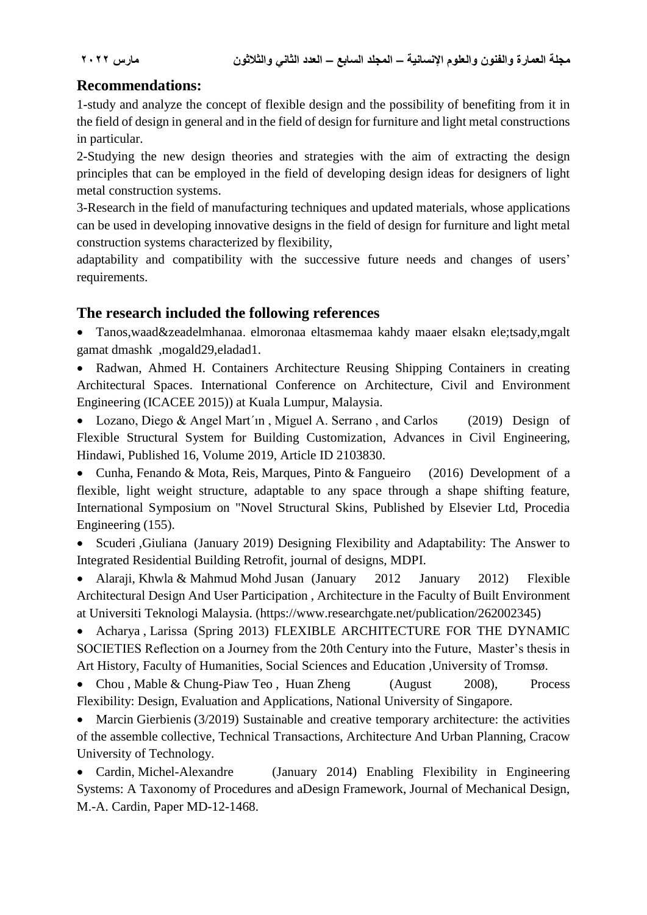## Recommendations:

1-study and analyze the concept of flexible design and the possibility of benefiting from it in the field of design in general and in the field of design for furniture and light metal constructions in particular.

2-Studying the new design theories and strategies with the aim of extracting the design principles that can be employed in the field of developing design ideas for designers of light metal construction systems.

3-Research in the field of manufacturing techniques and updated materials, whose applications can be used in developing innovative designs in the field of design for furniture and light metal construction systems characterized by flexibility,

adaptability and compatibility with the successive future needs and changes of users' requirements.

## The research included the following references

- Tanos,waad&zeadelmhanaa. elmoronaa eltasmemaa kahdy maaer elsakn ele;tsady,mgalt gamat dmashk ,mogald29,eladad1.
- Radwan, Ahmed H. Containers Architecture Reusing Shipping Containers in creating Architectural Spaces. International Conference on Architecture, Civil and Environment Engineering (ICACEE 2015)) at Kuala Lumpur, Malaysia.
- Lozano, Diego & Angel Mart´ın , Miguel A. Serrano , and Carlos (2019) Design of Flexible Structural System for Building Customization, Advances in Civil Engineering, Hindawi, Published 16, Volume 2019, Article ID 2103830.
- Cunha, Fenando & Mota, Reis, Marques, Pinto & Fangueiro (2016) Development of a flexible, light weight structure, adaptable to any space through a shape shifting feature, International Symposium on "Novel Structural Skins, Published by Elsevier Ltd, Procedia Engineering (155).
- Scuderi ,Giuliana (January 2019) Designing Flexibility and Adaptability: The Answer to Integrated Residential Building Retrofit, journal of designs, MDPI.
- Alaraji, Khwla & Mahmud Mohd Jusan (January 2012 January 2012) Flexible Architectural Design And User Participation , Architecture in the Faculty of Built Environment at Universiti Teknologi Malaysia. (https://www.researchgate.net/publication/262002345)
- Acharya , Larissa (Spring 2013) FLEXIBLE ARCHITECTURE FOR THE DYNAMIC SOCIETIES Reflection on a Journey from the 20th Century into the Future, Master's thesis in Art History, Faculty of Humanities, Social Sciences and Education ,University of Tromsø.
- Chou , Mable & Chung-Piaw Teo , Huan Zheng (August 2008), Process Flexibility: Design, Evaluation and Applications, National University of Singapore.
- Marcin Gierbienis (3/2019) Sustainable and creative temporary architecture: the activities of the assemble collective, Technical Transactions, Architecture And Urban Planning, Cracow University of Technology.
- Cardin, Michel-Alexandre (January 2014) Enabling Flexibility in Engineering Systems: A Taxonomy of Procedures and aDesign Framework, Journal of Mechanical Design, M.-A. Cardin, Paper MD-12-1468.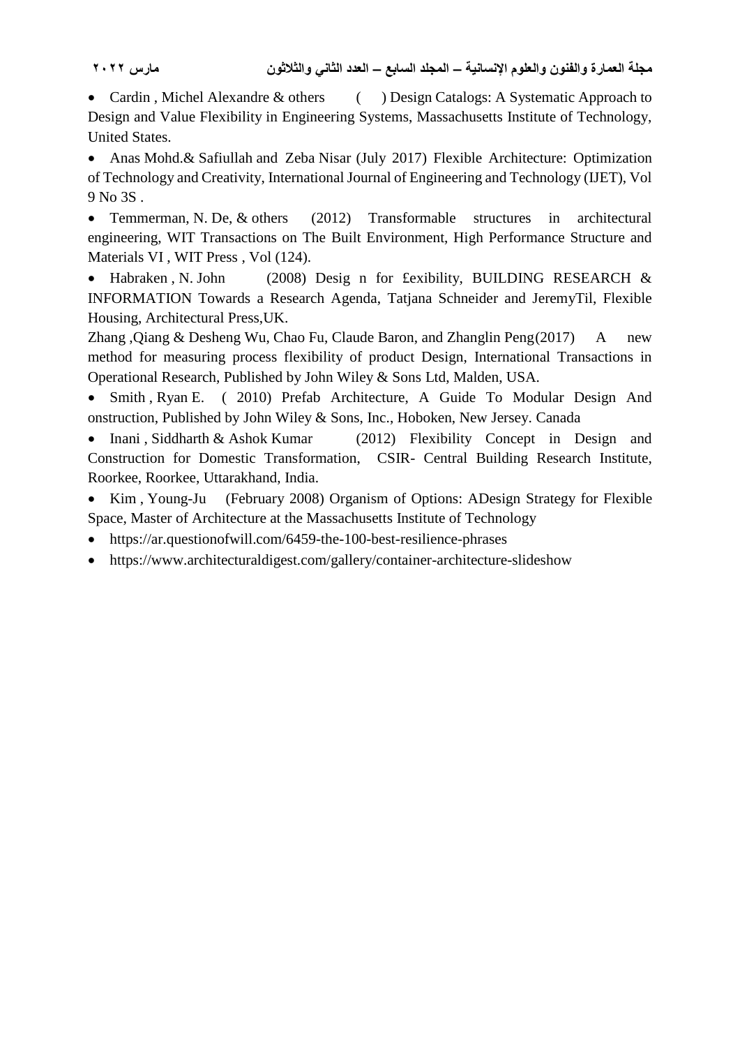- Cardin , Michel Alexandre & others ( ) Design Catalogs: A Systematic Approach to Design and Value Flexibility in Engineering Systems, Massachusetts Institute of Technology, United States.
- Anas Mohd.& Safiullah and Zeba Nisar (July 2017) Flexible Architecture: Optimization of Technology and Creativity, International Journal of Engineering and Technology (IJET), Vol 9 No 3S .
- Temmerman, N. De, & others (2012) Transformable structures in architectural engineering, WIT Transactions on The Built Environment, High Performance Structure and Materials VI , WIT Press , Vol (124).
- Habraken , N. John (2008) Desig n for £exibility, BUILDING RESEARCH & INFORMATION Towards a Research Agenda, Tatjana Schneider and JeremyTil, Flexible Housing, Architectural Press,UK.

Zhang ,Qiang & Desheng Wu, Chao Fu, Claude Baron, and Zhanglin Peng(2017) A new method for measuring process flexibility of product Design, International Transactions in Operational Research, Published by John Wiley & Sons Ltd, Malden, USA.

- Smith , Ryan E. ( 2010) Prefab Architecture, A Guide To Modular Design And onstruction, Published by John Wiley & Sons, Inc., Hoboken, New Jersey. Canada
- Inani , Siddharth & Ashok Kumar (2012) Flexibility Concept in Design and Construction for Domestic Transformation, CSIR- Central Building Research Institute, Roorkee, Roorkee, Uttarakhand, India.
- Kim , Young-Ju (February 2008) Organism of Options: ADesign Strategy for Flexible Space, Master of Architecture at the Massachusetts Institute of Technology
- https://ar.questionofwill.com/6459-the-100-best-resilience-phrases
- https://www.architecturaldigest.com/gallery/container-architecture-slideshow